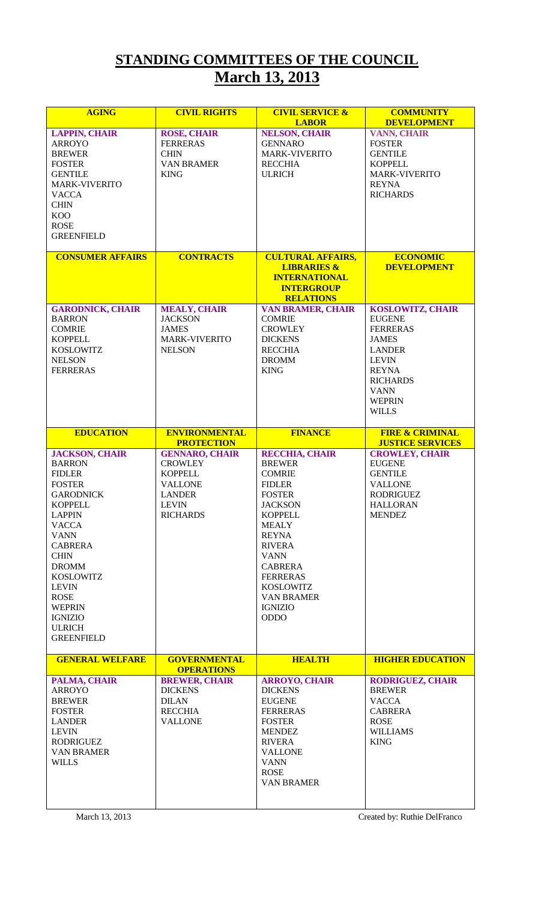# STANDING COMMITTEES OF THE COUNCIL
## March 13, 2013

| AGING | CIVIL RIGHTS | CIVIL SERVICE & LABOR | COMMUNITY DEVELOPMENT |
|---|---|---|---|
| **LAPPIN, CHAIR**<br>ARROYO<br>BREWER<br>FOSTER<br>GENTILE<br>MARK-VIVERITO<br>VACCA<br>CHIN<br>KOO<br>ROSE<br>GREENFIELD | **ROSE, CHAIR**<br>FERRERAS<br>CHIN<br>VAN BRAMER<br>KING | **NELSON, CHAIR**<br>GENNARO<br>MARK-VIVERITO<br>RECCHIA<br>ULRICH | **VANN, CHAIR**<br>FOSTER<br>GENTILE<br>KOPPELL<br>MARK-VIVERITO<br>REYNA<br>RICHARDS |
| **CONSUMER AFFAIRS** | **CONTRACTS** | **CULTURAL AFFAIRS, LIBRARIES & INTERNATIONAL INTERGROUP RELATIONS** | **ECONOMIC DEVELOPMENT** |
| **GARODNICK, CHAIR**<br>BARRON<br>COMRIE<br>KOPPELL<br>KOSLOWITZ<br>NELSON<br>FERRERAS | **MEALY, CHAIR**<br>JACKSON<br>JAMES<br>MARK-VIVERITO<br>NELSON | **VAN BRAMER, CHAIR**<br>COMRIE<br>CROWLEY<br>DICKENS<br>RECCHIA<br>DROMM<br>KING | **KOSLOWITZ, CHAIR**<br>EUGENE<br>FERRERAS<br>JAMES<br>LANDER<br>LEVIN<br>REYNA<br>RICHARDS<br>VANN<br>WEPRIN<br>WILLS |
| **EDUCATION** | **ENVIRONMENTAL PROTECTION** | **FINANCE** | **FIRE & CRIMINAL JUSTICE SERVICES** |
| **JACKSON, CHAIR**<br>BARRON<br>FIDLER<br>FOSTER<br>GARODNICK<br>KOPPELL<br>LAPPIN<br>VACCA<br>VANN<br>CABRERA<br>CHIN<br>DROMM<br>KOSLOWITZ<br>LEVIN<br>ROSE<br>WEPRIN<br>IGNIZIO<br>ULRICH<br>GREENFIELD | **GENNARO, CHAIR**<br>CROWLEY<br>KOPPELL<br>VALLONE<br>LANDER<br>LEVIN<br>RICHARDS | **RECCHIA, CHAIR**<br>BREWER<br>COMRIE<br>FIDLER<br>FOSTER<br>JACKSON<br>KOPPELL<br>MEALY<br>REYNA<br>RIVERA<br>VANN<br>CABRERA<br>FERRERAS<br>KOSLOWITZ<br>VAN BRAMER<br>IGNIZIO<br>ODDO | **CROWLEY, CHAIR**<br>EUGENE<br>GENTILE<br>VALLONE<br>RODRIGUEZ<br>HALLORAN<br>MENDEZ |
| **GENERAL WELFARE** | **GOVERNMENTAL OPERATIONS** | **HEALTH** | **HIGHER EDUCATION** |
| **PALMA, CHAIR**<br>ARROYO<br>BREWER<br>FOSTER<br>LANDER<br>LEVIN<br>RODRIGUEZ<br>VAN BRAMER<br>WILLS | **BREWER, CHAIR**<br>DICKENS<br>DILAN<br>RECCHIA<br>VALLONE | **ARROYO, CHAIR**<br>DICKENS<br>EUGENE<br>FERRERAS<br>FOSTER<br>MENDEZ<br>RIVERA<br>VALLONE<br>VANN<br>ROSE<br>VAN BRAMER | **RODRIGUEZ, CHAIR**<br>BREWER<br>VACCA<br>CABRERA<br>ROSE<br>WILLIAMS<br>KING |

March 13, 2013 Created by: Ruthie DelFranco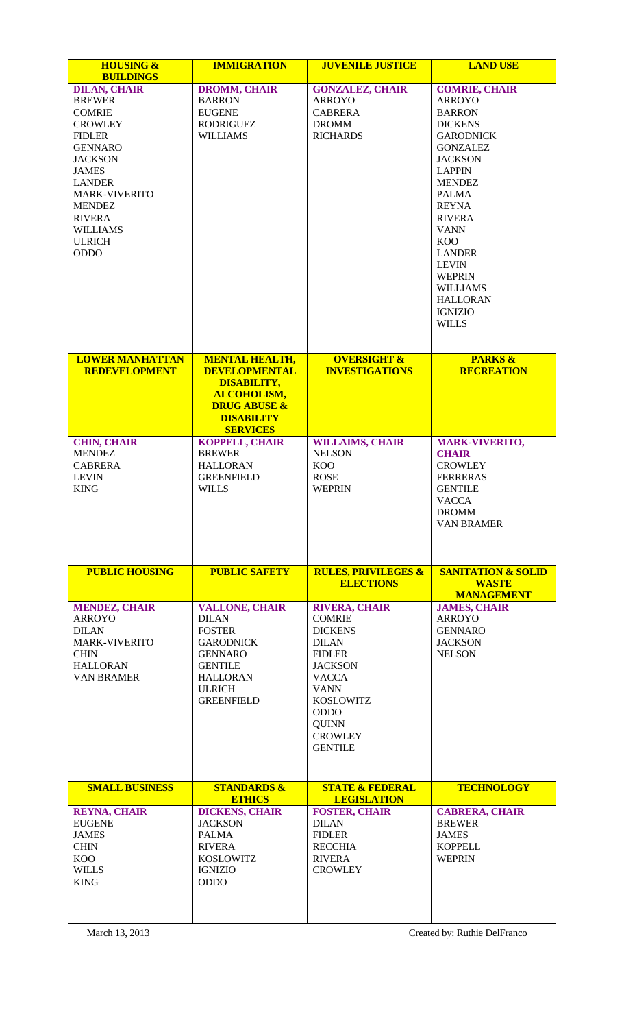| HOUSING & BUILDINGS | IMMIGRATION | JUVENILE JUSTICE | LAND USE |
|---|---|---|---|
| DILAN, CHAIR<br>BREWER<br>COMRIE<br>CROWLEY<br>FIDLER<br>GENNARO<br>JACKSON<br>JAMES<br>LANDER<br>MARK-VIVERITO<br>MENDEZ<br>RIVERA<br>WILLIAMS<br>ULRICH<br>ODDO | DROMM, CHAIR<br>BARRON<br>EUGENE<br>RODRIGUEZ<br>WILLIAMS | GONZALEZ, CHAIR<br>ARROYO<br>CABRERA<br>DROMM<br>RICHARDS | COMRIE, CHAIR<br>ARROYO<br>BARRON<br>DICKENS<br>GARODNICK<br>GONZALEZ<br>JACKSON<br>LAPPIN<br>MENDEZ<br>PALMA<br>REYNA<br>RIVERA<br>VANN<br>KOO<br>LANDER<br>LEVIN<br>WEPRIN<br>WILLIAMS<br>HALLORAN<br>IGNIZIO<br>WILLS |
| **LOWER MANHATTAN REDEVELOPMENT** | **MENTAL HEALTH, DEVELOPMENTAL DISABILITY, ALCOHOLISM, DRUG ABUSE & DISABILITY SERVICES** | **OVERSIGHT & INVESTIGATIONS** | **PARKS & RECREATION** |
| CHIN, CHAIR<br>MENDEZ<br>CABRERA<br>LEVIN<br>KING | KOPPELL, CHAIR<br>BREWER<br>HALLORAN<br>GREENFIELD<br>WILLS | WILLAIMS, CHAIR<br>NELSON<br>KOO<br>ROSE<br>WEPRIN | MARK-VIVERITO, CHAIR<br>CROWLEY<br>FERRERAS<br>GENTILE<br>VACCA<br>DROMM<br>VAN BRAMER |
| **PUBLIC HOUSING** | **PUBLIC SAFETY** | **RULES, PRIVILEGES & ELECTIONS** | **SANITATION & SOLID WASTE MANAGEMENT** |
| MENDEZ, CHAIR<br>ARROYO<br>DILAN<br>MARK-VIVERITO<br>CHIN<br>HALLORAN<br>VAN BRAMER | VALLONE, CHAIR<br>DILAN<br>FOSTER<br>GARODNICK<br>GENNARO<br>GENTILE<br>HALLORAN<br>ULRICH<br>GREENFIELD | RIVERA, CHAIR<br>COMRIE<br>DICKENS<br>DILAN<br>FIDLER<br>JACKSON<br>VACCA<br>VANN<br>KOSLOWITZ<br>ODDO<br>QUINN<br>CROWLEY<br>GENTILE | JAMES, CHAIR<br>ARROYO<br>GENNARO<br>JACKSON<br>NELSON |
| **SMALL BUSINESS** | **STANDARDS & ETHICS** | **STATE & FEDERAL LEGISLATION** | **TECHNOLOGY** |
| REYNA, CHAIR<br>EUGENE<br>JAMES<br>CHIN<br>KOO<br>WILLS<br>KING | DICKENS, CHAIR<br>JACKSON<br>PALMA<br>RIVERA<br>KOSLOWITZ<br>IGNIZIO<br>ODDO | FOSTER, CHAIR<br>DILAN<br>FIDLER<br>RECCHIA<br>RIVERA<br>CROWLEY | CABRERA, CHAIR<br>BREWER<br>JAMES<br>KOPPELL<br>WEPRIN |

March 13, 2013

Created by: Ruthie DelFranco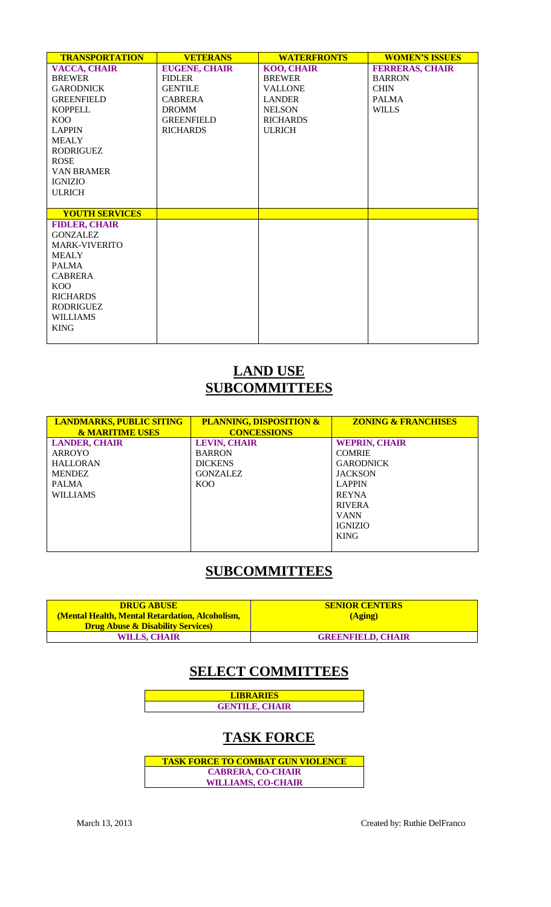| TRANSPORTATION | VETERANS | WATERFRONTS | WOMEN'S ISSUES |
|---|---|---|---|
| **VACCA, CHAIR** | **EUGENE, CHAIR** | **KOO, CHAIR** | **FERRERAS, CHAIR** |
| BREWER | FIDLER | BREWER | BARRON |
| GARODNICK | GENTILE | VALLONE | CHIN |
| GREENFIELD | CABRERA | LANDER | PALMA |
| KOPPELL | DROMM | NELSON | WILLS |
| KOO | GREENFIELD | RICHARDS | |
| LAPPIN | RICHARDS | ULRICH | |
| MEALY | | | |
| RODRIGUEZ | | | |
| ROSE | | | |
| VAN BRAMER | | | |
| IGNIZIO | | | |
| ULRICH | | | |
| **YOUTH SERVICES** | | | |
| **FIDLER, CHAIR** | | | |
| GONZALEZ | | | |
| MARK-VIVERITO | | | |
| MEALY | | | |
| PALMA | | | |
| CABRERA | | | |
| KOO | | | |
| RICHARDS | | | |
| RODRIGUEZ | | | |
| WILLIAMS | | | |
| KING | | | |

## LAND USE SUBCOMMITTEES

| LANDMARKS, PUBLIC SITING & MARITIME USES | PLANNING, DISPOSITION & CONCESSIONS | ZONING & FRANCHISES |
|---|---|---|
| **LANDER, CHAIR** | **LEVIN, CHAIR** | **WEPRIN, CHAIR** |
| ARROYO | BARRON | COMRIE |
| HALLORAN | DICKENS | GARODNICK |
| MENDEZ | GONZALEZ | JACKSON |
| PALMA | KOO | LAPPIN |
| WILLIAMS | | REYNA |
| | | RIVERA |
| | | VANN |
| | | IGNIZIO |
| | | KING |

## SUBCOMMITTEES

| DRUG ABUSE (Mental Health, Mental Retardation, Alcoholism, Drug Abuse & Disability Services) | SENIOR CENTERS (Aging) |
|---|---|
| **WILLS, CHAIR** | **GREENFIELD, CHAIR** |

## SELECT COMMITTEES

| LIBRARIES |
|---|
| **GENTILE, CHAIR** |

## TASK FORCE

| TASK FORCE TO COMBAT GUN VIOLENCE |
|---|
| **CABRERA, CO-CHAIR** |
| **WILLIAMS, CO-CHAIR** |

March 13, 2013

Created by: Ruthie DelFranco